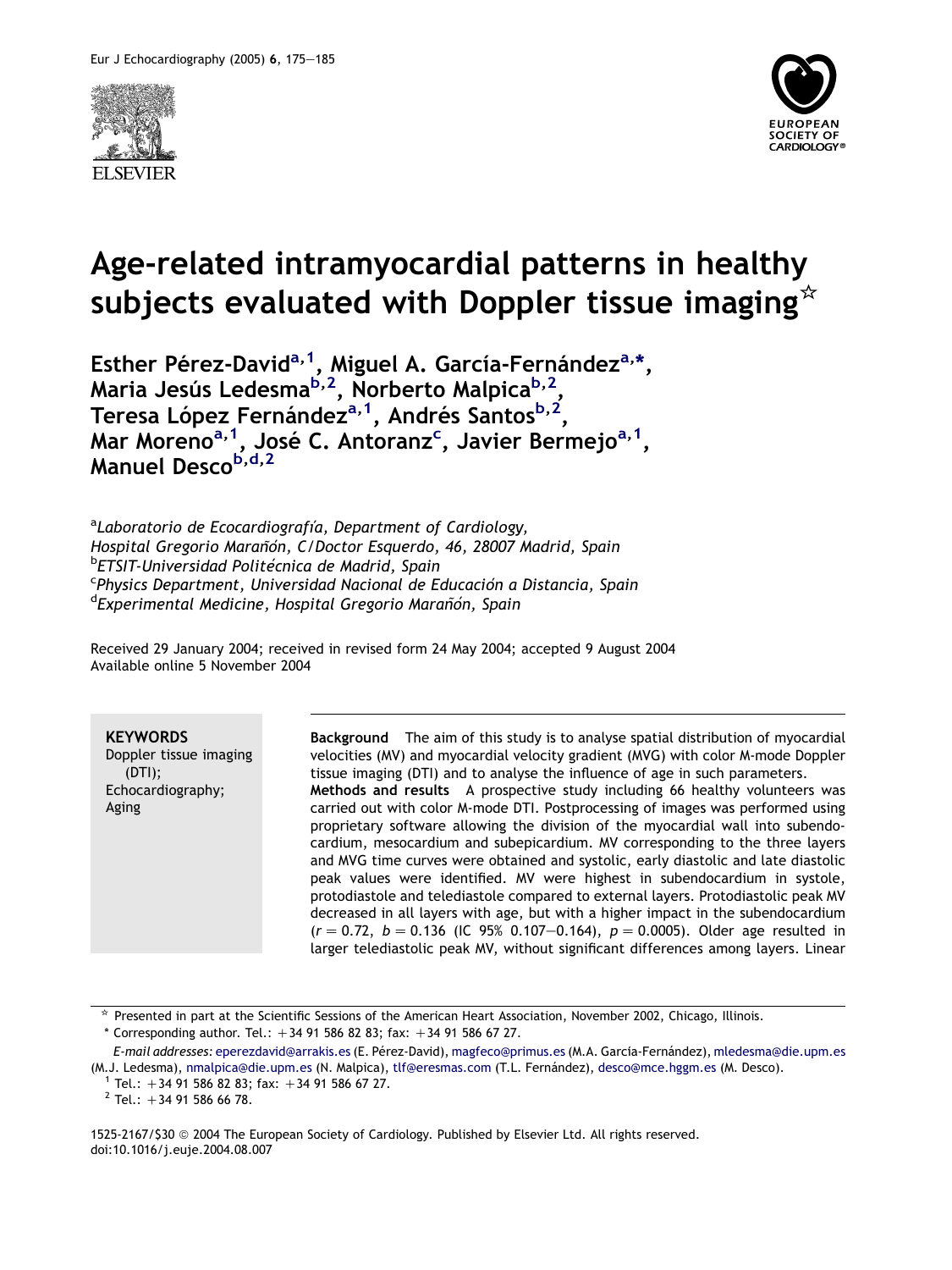# Age-related intramyocardial patterns in healthy subjects evaluated with Doppler tissue imaging ☆

**Esther Pérez-David[a,1], Miguel A. García-Fernández[a,*], Maria Jesús Ledesma[b,2], Norberto Malpica[b,2], Teresa López Fernández[a,1], Andrés Santos[b,2], Mar Moreno[a,1], José C. Antoranz[c], Javier Bermejo[a,1], Manuel Desco[b,d,2]**

[a] *Laboratorio de Ecocardiografía, Department of Cardiology, Hospital Gregorio Marañón, C/Doctor Esquerdo, 46, 28007 Madrid, Spain*
[b] *ETSIT-Universidad Politécnica de Madrid, Spain*
[c] *Physics Department, Universidad Nacional de Educación a Distancia, Spain*
[d] *Experimental Medicine, Hospital Gregorio Marañón, Spain*

Received 29 January 2004; received in revised form 24 May 2004; accepted 9 August 2004
Available online 5 November 2004

**KEYWORDS**
Doppler tissue imaging (DTI);
Echocardiography;
Aging

**Background** The aim of this study is to analyse spatial distribution of myocardial velocities (MV) and myocardial velocity gradient (MVG) with color M-mode Doppler tissue imaging (DTI) and to analyse the influence of age in such parameters.

**Methods and results** A prospective study including 66 healthy volunteers was carried out with color M-mode DTI. Postprocessing of images was performed using proprietary software allowing the division of the myocardial wall into subendocardium, mesocardium and subepicardium. MV corresponding to the three layers and MVG time curves were obtained and systolic, early diastolic and late diastolic peak values were identified. MV were highest in subendocardium in systole, protodiastole and telediastole compared to external layers. Protodiastolic peak MV decreased in all layers with age, but with a higher impact in the subendocardium ($r = 0.72$, $b = 0.136$ (IC 95% 0.107–0.164), $p = 0.0005$). Older age resulted in larger telediastolic peak MV, without significant differences among layers. Linear

---

☆ Presented in part at the Scientific Sessions of the American Heart Association, November 2002, Chicago, Illinois.

\* Corresponding author. Tel.: +34 91 586 82 83; fax: +34 91 586 67 27.

*E-mail addresses*: eperezdavid@arrakis.es (E. Pérez-David), magfeco@primus.es (M.A. García-Fernández), mledesma@die.upm.es (M.J. Ledesma), nmalpica@die.upm.es (N. Malpica), tlf@eresmas.com (T.L. Fernández), desco@mce.hggm.es (M. Desco).

[1] Tel.: +34 91 586 82 83; fax: +34 91 586 67 27.

[2] Tel.: +34 91 586 66 78.

1525-2167/$30 © 2004 The European Society of Cardiology. Published by Elsevier Ltd. All rights reserved.
doi:10.1016/j.euje.2004.08.007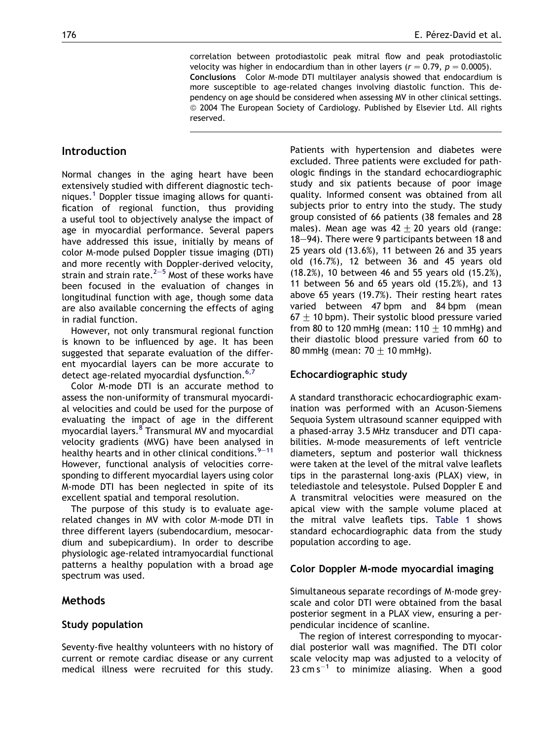correlation between protodiastolic peak mitral flow and peak protodiastolic velocity was higher in endocardium than in other layers ($r = 0.79$, $p = 0.0005$).

**Conclusions** Color M-mode DTI multilayer analysis showed that endocardium is more susceptible to age-related changes involving diastolic function. This dependency on age should be considered when assessing MV in other clinical settings.

© 2004 The European Society of Cardiology. Published by Elsevier Ltd. All rights reserved.

## Introduction

Normal changes in the aging heart have been extensively studied with different diagnostic techniques.[1] Doppler tissue imaging allows for quantification of regional function, thus providing a useful tool to objectively analyse the impact of age in myocardial performance. Several papers have addressed this issue, initially by means of color M-mode pulsed Doppler tissue imaging (DTI) and more recently with Doppler-derived velocity, strain and strain rate.[2–5] Most of these works have been focused in the evaluation of changes in longitudinal function with age, though some data are also available concerning the effects of aging in radial function.

However, not only transmural regional function is known to be influenced by age. It has been suggested that separate evaluation of the different myocardial layers can be more accurate to detect age-related myocardial dysfunction.[6,7]

Color M-mode DTI is an accurate method to assess the non-uniformity of transmural myocardial velocities and could be used for the purpose of evaluating the impact of age in the different myocardial layers.[8] Transmural MV and myocardial velocity gradients (MVG) have been analysed in healthy hearts and in other clinical conditions.[9–11] However, functional analysis of velocities corresponding to different myocardial layers using color M-mode DTI has been neglected in spite of its excellent spatial and temporal resolution.

The purpose of this study is to evaluate age-related changes in MV with color M-mode DTI in three different layers (subendocardium, mesocardium and subepicardium). In order to describe physiologic age-related intramyocardial functional patterns a healthy population with a broad age spectrum was used.

## Methods

### Study population

Seventy-five healthy volunteers with no history of current or remote cardiac disease or any current medical illness were recruited for this study. Patients with hypertension and diabetes were excluded. Three patients were excluded for pathologic findings in the standard echocardiographic study and six patients because of poor image quality. Informed consent was obtained from all subjects prior to entry into the study. The study group consisted of 66 patients (38 females and 28 males). Mean age was $42 \pm 20$ years old (range: 18–94). There were 9 participants between 18 and 25 years old (13.6%), 11 between 26 and 35 years old (16.7%), 12 between 36 and 45 years old (18.2%), 10 between 46 and 55 years old (15.2%), 11 between 56 and 65 years old (15.2%), and 13 above 65 years (19.7%). Their resting heart rates varied between 47 bpm and 84 bpm (mean $67 \pm 10$ bpm). Their systolic blood pressure varied from 80 to 120 mmHg (mean: $110 \pm 10$ mmHg) and their diastolic blood pressure varied from 60 to 80 mmHg (mean: $70 \pm 10$ mmHg).

### Echocardiographic study

A standard transthoracic echocardiographic examination was performed with an Acuson-Siemens Sequoia System ultrasound scanner equipped with a phased-array 3.5 MHz transducer and DTI capabilities. M-mode measurements of left ventricle diameters, septum and posterior wall thickness were taken at the level of the mitral valve leaflets tips in the parasternal long-axis (PLAX) view, in telediastole and telesystole. Pulsed Doppler E and A transmitral velocities were measured on the apical view with the sample volume placed at the mitral valve leaflets tips. Table 1 shows standard echocardiographic data from the study population according to age.

### Color Doppler M-mode myocardial imaging

Simultaneous separate recordings of M-mode greyscale and color DTI were obtained from the basal posterior segment in a PLAX view, ensuring a perpendicular incidence of scanline.

The region of interest corresponding to myocardial posterior wall was magnified. The DTI color scale velocity map was adjusted to a velocity of $23\ \text{cm s}^{-1}$ to minimize aliasing. When a good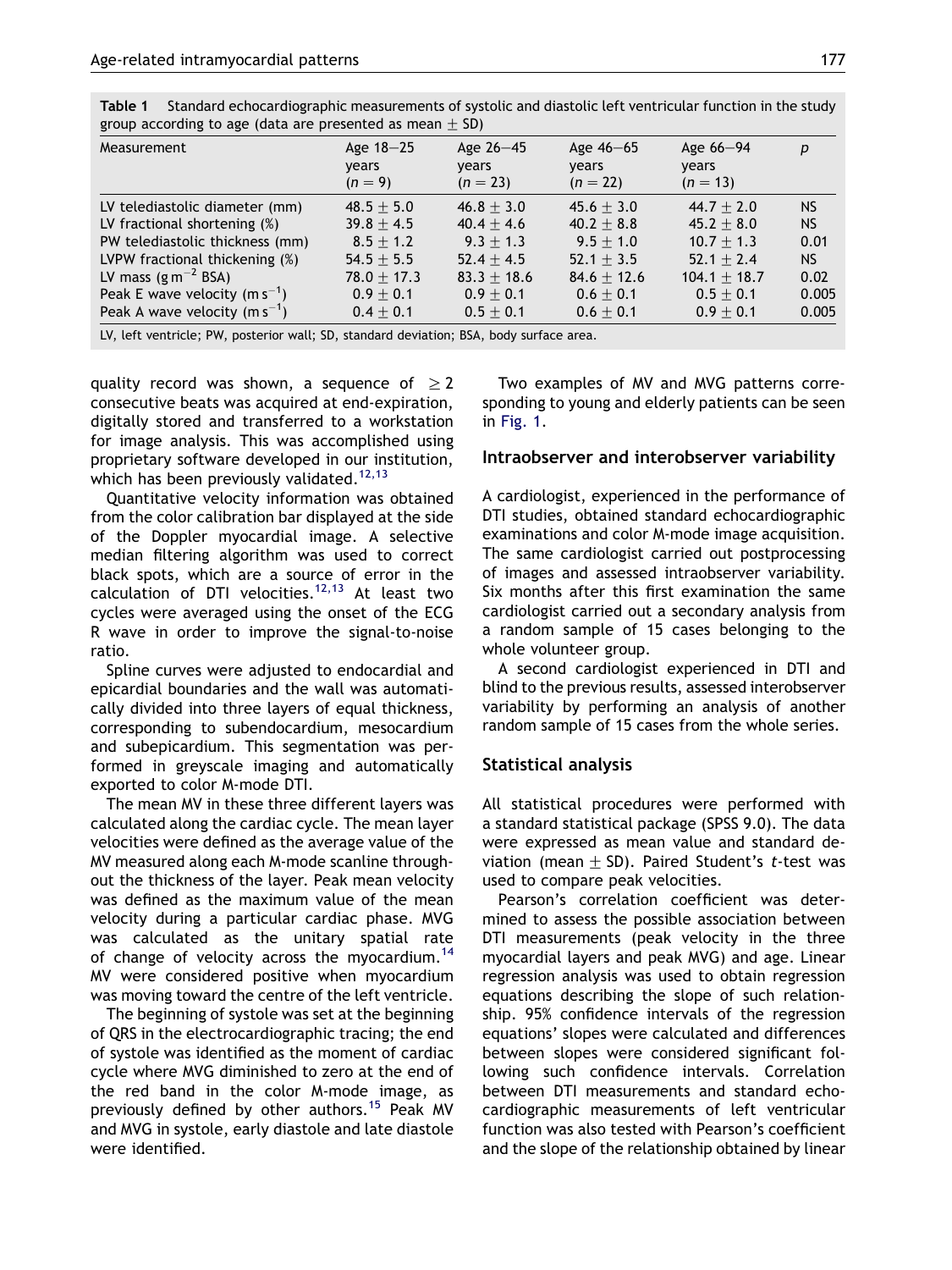**Table 1** Standard echocardiographic measurements of systolic and diastolic left ventricular function in the study group according to age (data are presented as mean ± SD)

| Measurement | Age 18–25 years ($n = 9$) | Age 26–45 years ($n = 23$) | Age 46–65 years ($n = 22$) | Age 66–94 years ($n = 13$) | $p$ |
|---|---|---|---|---|---|
| LV telediastolic diameter (mm) | 48.5 ± 5.0 | 46.8 ± 3.0 | 45.6 ± 3.0 | 44.7 ± 2.0 | NS |
| LV fractional shortening (%) | 39.8 ± 4.5 | 40.4 ± 4.6 | 40.2 ± 8.8 | 45.2 ± 8.0 | NS |
| PW telediastolic thickness (mm) | 8.5 ± 1.2 | 9.3 ± 1.3 | 9.5 ± 1.0 | 10.7 ± 1.3 | 0.01 |
| LVPW fractional thickening (%) | 54.5 ± 5.5 | 52.4 ± 4.5 | 52.1 ± 3.5 | 52.1 ± 2.4 | NS |
| LV mass ($g\,m^{-2}$ BSA) | 78.0 ± 17.3 | 83.3 ± 18.6 | 84.6 ± 12.6 | 104.1 ± 18.7 | 0.02 |
| Peak E wave velocity ($m\,s^{-1}$) | 0.9 ± 0.1 | 0.9 ± 0.1 | 0.6 ± 0.1 | 0.5 ± 0.1 | 0.005 |
| Peak A wave velocity ($m\,s^{-1}$) | 0.4 ± 0.1 | 0.5 ± 0.1 | 0.6 ± 0.1 | 0.9 ± 0.1 | 0.005 |

LV, left ventricle; PW, posterior wall; SD, standard deviation; BSA, body surface area.

quality record was shown, a sequence of ≥ 2 consecutive beats was acquired at end-expiration, digitally stored and transferred to a workstation for image analysis. This was accomplished using proprietary software developed in our institution, which has been previously validated.[12,13]

Quantitative velocity information was obtained from the color calibration bar displayed at the side of the Doppler myocardial image. A selective median filtering algorithm was used to correct black spots, which are a source of error in the calculation of DTI velocities.[12,13] At least two cycles were averaged using the onset of the ECG R wave in order to improve the signal-to-noise ratio.

Spline curves were adjusted to endocardial and epicardial boundaries and the wall was automatically divided into three layers of equal thickness, corresponding to subendocardium, mesocardium and subepicardium. This segmentation was performed in greyscale imaging and automatically exported to color M-mode DTI.

The mean MV in these three different layers was calculated along the cardiac cycle. The mean layer velocities were defined as the average value of the MV measured along each M-mode scanline throughout the thickness of the layer. Peak mean velocity was defined as the maximum value of the mean velocity during a particular cardiac phase. MVG was calculated as the unitary spatial rate of change of velocity across the myocardium.[14] MV were considered positive when myocardium was moving toward the centre of the left ventricle.

The beginning of systole was set at the beginning of QRS in the electrocardiographic tracing; the end of systole was identified as the moment of cardiac cycle where MVG diminished to zero at the end of the red band in the color M-mode image, as previously defined by other authors.[15] Peak MV and MVG in systole, early diastole and late diastole were identified.

Two examples of MV and MVG patterns corresponding to young and elderly patients can be seen in Fig. 1.

## Intraobserver and interobserver variability

A cardiologist, experienced in the performance of DTI studies, obtained standard echocardiographic examinations and color M-mode image acquisition. The same cardiologist carried out postprocessing of images and assessed intraobserver variability. Six months after this first examination the same cardiologist carried out a secondary analysis from a random sample of 15 cases belonging to the whole volunteer group.

A second cardiologist experienced in DTI and blind to the previous results, assessed interobserver variability by performing an analysis of another random sample of 15 cases from the whole series.

## Statistical analysis

All statistical procedures were performed with a standard statistical package (SPSS 9.0). The data were expressed as mean value and standard deviation (mean ± SD). Paired Student's $t$-test was used to compare peak velocities.

Pearson's correlation coefficient was determined to assess the possible association between DTI measurements (peak velocity in the three myocardial layers and peak MVG) and age. Linear regression analysis was used to obtain regression equations describing the slope of such relationship. 95% confidence intervals of the regression equations' slopes were calculated and differences between slopes were considered significant following such confidence intervals. Correlation between DTI measurements and standard echocardiographic measurements of left ventricular function was also tested with Pearson's coefficient and the slope of the relationship obtained by linear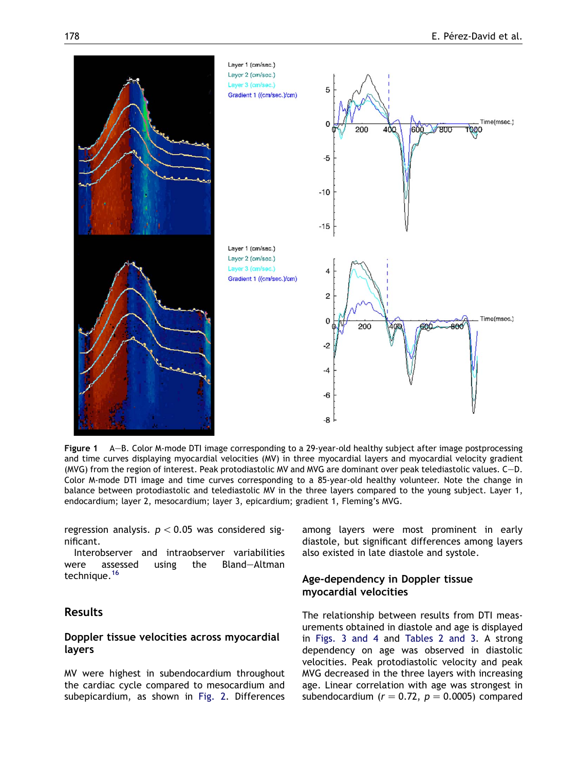Figure 1 A—B. Color M-mode DTI image corresponding to a 29-year-old healthy subject after image postprocessing and time curves displaying myocardial velocities (MV) in three myocardial layers and myocardial velocity gradient (MVG) from the region of interest. Peak protodiastolic MV and MVG are dominant over peak telediastolic values. C—D. Color M-mode DTI image and time curves corresponding to a 85-year-old healthy volunteer. Note the change in balance between protodiastolic and telediastolic MV in the three layers compared to the young subject. Layer 1, endocardium; layer 2, mesocardium; layer 3, epicardium; gradient 1, Fleming's MVG.

regression analysis. $p < 0.05$ was considered significant.

Interobserver and intraobserver variabilities were assessed using the Bland—Altman technique.[16]

## Results

### Doppler tissue velocities across myocardial layers

MV were highest in subendocardium throughout the cardiac cycle compared to mesocardium and subepicardium, as shown in Fig. 2. Differences among layers were most prominent in early diastole, but significant differences among layers also existed in late diastole and systole.

### Age-dependency in Doppler tissue myocardial velocities

The relationship between results from DTI measurements obtained in diastole and age is displayed in Figs. 3 and 4 and Tables 2 and 3. A strong dependency on age was observed in diastolic velocities. Peak protodiastolic velocity and peak MVG decreased in the three layers with increasing age. Linear correlation with age was strongest in subendocardium ($r = 0.72$, $p = 0.0005$) compared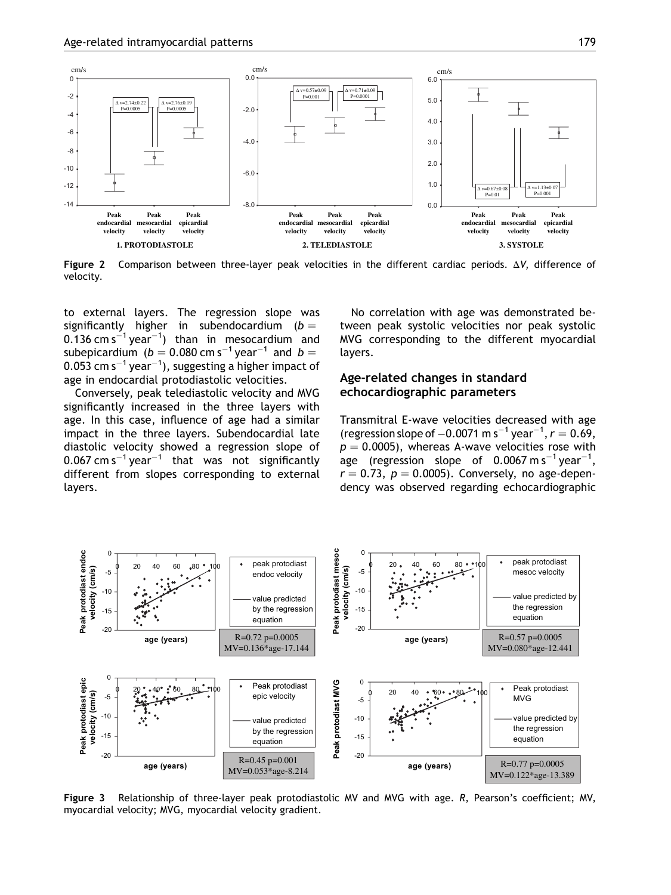Figure 2 Comparison between three-layer peak velocities in the different cardiac periods. $\Delta V$, difference of velocity.

to external layers. The regression slope was significantly higher in subendocardium ($b = 0.136\ \text{cm s}^{-1}\ \text{year}^{-1}$) than in mesocardium and subepicardium ($b = 0.080\ \text{cm s}^{-1}\ \text{year}^{-1}$ and $b = 0.053\ \text{cm s}^{-1}\ \text{year}^{-1}$), suggesting a higher impact of age in endocardial protodiastolic velocities.

Conversely, peak telediastolic velocity and MVG significantly increased in the three layers with age. In this case, influence of age had a similar impact in the three layers. Subendocardial late diastolic velocity showed a regression slope of $0.067\ \text{cm s}^{-1}\ \text{year}^{-1}$ that was not significantly different from slopes corresponding to external layers.

No correlation with age was demonstrated between peak systolic velocities nor peak systolic MVG corresponding to the different myocardial layers.

## Age-related changes in standard echocardiographic parameters

Transmitral E-wave velocities decreased with age (regression slope of $-0.0071\ \text{m s}^{-1}\ \text{year}^{-1}$, $r = 0.69$, $p = 0.0005$), whereas A-wave velocities rose with age (regression slope of $0.0067\ \text{m s}^{-1}\ \text{year}^{-1}$, $r = 0.73$, $p = 0.0005$). Conversely, no age-dependency was observed regarding echocardiographic

Figure 3 Relationship of three-layer peak protodiastolic MV and MVG with age. $R$, Pearson's coefficient; MV, myocardial velocity; MVG, myocardial velocity gradient.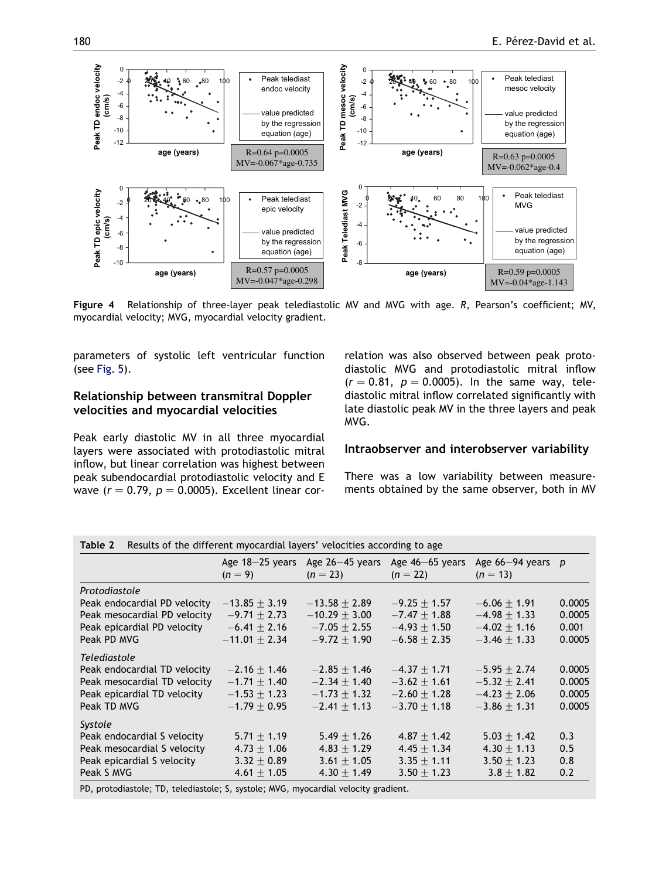Figure 4 Relationship of three-layer peak telediastolic MV and MVG with age. $R$, Pearson's coefficient; MV, myocardial velocity; MVG, myocardial velocity gradient.

parameters of systolic left ventricular function (see Fig. 5).

## Relationship between transmitral Doppler velocities and myocardial velocities

Peak early diastolic MV in all three myocardial layers were associated with protodiastolic mitral inflow, but linear correlation was highest between peak subendocardial protodiastolic velocity and E wave ($r = 0.79$, $p = 0.0005$). Excellent linear correlation was also observed between peak protodiastolic MVG and protodiastolic mitral inflow ($r = 0.81$, $p = 0.0005$). In the same way, telediastolic mitral inflow correlated significantly with late diastolic peak MV in the three layers and peak MVG.

## Intraobserver and interobserver variability

There was a low variability between measurements obtained by the same observer, both in MV

**Table 2** Results of the different myocardial layers' velocities according to age

| | Age 18–25 years ($n = 9$) | Age 26–45 years ($n = 23$) | Age 46–65 years ($n = 22$) | Age 66–94 years ($n = 13$) | $p$ |
|---|---|---|---|---|---|
| *Protodiastole* | | | | | |
| Peak endocardial PD velocity | −13.85 ± 3.19 | −13.58 ± 2.89 | −9.25 ± 1.57 | −6.06 ± 1.91 | 0.0005 |
| Peak mesocardial PD velocity | −9.71 ± 2.73 | −10.29 ± 3.00 | −7.47 ± 1.88 | −4.98 ± 1.33 | 0.0005 |
| Peak epicardial PD velocity | −6.41 ± 2.16 | −7.05 ± 2.55 | −4.93 ± 1.50 | −4.02 ± 1.16 | 0.001 |
| Peak PD MVG | −11.01 ± 2.34 | −9.72 ± 1.90 | −6.58 ± 2.35 | −3.46 ± 1.33 | 0.0005 |
| *Telediastole* | | | | | |
| Peak endocardial TD velocity | −2.16 ± 1.46 | −2.85 ± 1.46 | −4.37 ± 1.71 | −5.95 ± 2.74 | 0.0005 |
| Peak mesocardial TD velocity | −1.71 ± 1.40 | −2.34 ± 1.40 | −3.62 ± 1.61 | −5.32 ± 2.41 | 0.0005 |
| Peak epicardial TD velocity | −1.53 ± 1.23 | −1.73 ± 1.32 | −2.60 ± 1.28 | −4.23 ± 2.06 | 0.0005 |
| Peak TD MVG | −1.79 ± 0.95 | −2.41 ± 1.13 | −3.70 ± 1.18 | −3.86 ± 1.31 | 0.0005 |
| *Systole* | | | | | |
| Peak endocardial S velocity | 5.71 ± 1.19 | 5.49 ± 1.26 | 4.87 ± 1.42 | 5.03 ± 1.42 | 0.3 |
| Peak mesocardial S velocity | 4.73 ± 1.06 | 4.83 ± 1.29 | 4.45 ± 1.34 | 4.30 ± 1.13 | 0.5 |
| Peak epicardial S velocity | 3.32 ± 0.89 | 3.61 ± 1.05 | 3.35 ± 1.11 | 3.50 ± 1.23 | 0.8 |
| Peak S MVG | 4.61 ± 1.05 | 4.30 ± 1.49 | 3.50 ± 1.23 | 3.8 ± 1.82 | 0.2 |

PD, protodiastole; TD, telediastole; S, systole; MVG, myocardial velocity gradient.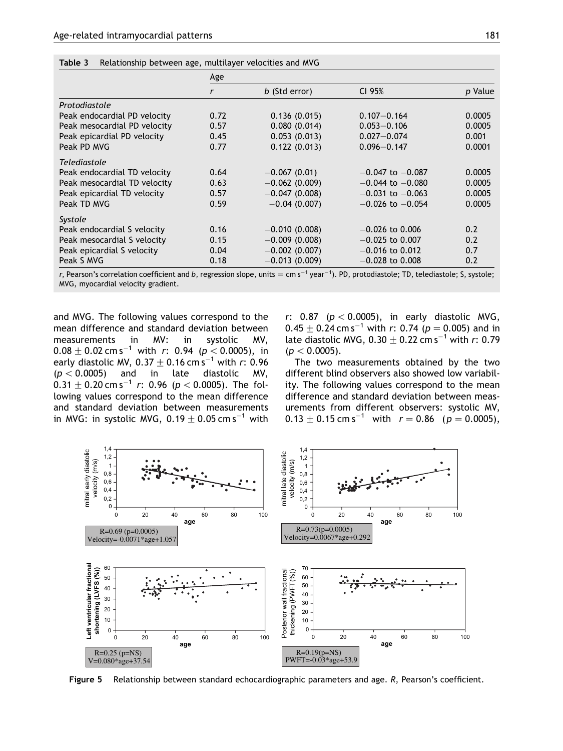**Table 3** Relationship between age, multilayer velocities and MVG

| | Age | | | |
|---|---|---|---|---|
| | $r$ | $b$ (Std error) | CI 95% | $p$ Value |
| *Protodiastole* | | | | |
| Peak endocardial PD velocity | 0.72 | 0.136 (0.015) | 0.107–0.164 | 0.0005 |
| Peak mesocardial PD velocity | 0.57 | 0.080 (0.014) | 0.053–0.106 | 0.0005 |
| Peak epicardial PD velocity | 0.45 | 0.053 (0.013) | 0.027–0.074 | 0.001 |
| Peak PD MVG | 0.77 | 0.122 (0.013) | 0.096–0.147 | 0.0001 |
| *Telediastole* | | | | |
| Peak endocardial TD velocity | 0.64 | −0.067 (0.01) | −0.047 to −0.087 | 0.0005 |
| Peak mesocardial TD velocity | 0.63 | −0.062 (0.009) | −0.044 to −0.080 | 0.0005 |
| Peak epicardial TD velocity | 0.57 | −0.047 (0.008) | −0.031 to −0.063 | 0.0005 |
| Peak TD MVG | 0.59 | −0.04 (0.007) | −0.026 to −0.054 | 0.0005 |
| *Systole* | | | | |
| Peak endocardial S velocity | 0.16 | −0.010 (0.008) | −0.026 to 0.006 | 0.2 |
| Peak mesocardial S velocity | 0.15 | −0.009 (0.008) | −0.025 to 0.007 | 0.2 |
| Peak epicardial S velocity | 0.04 | −0.002 (0.007) | −0.016 to 0.012 | 0.7 |
| Peak S MVG | 0.18 | −0.013 (0.009) | −0.028 to 0.008 | 0.2 |

$r$, Pearson's correlation coefficient and $b$, regression slope, units = $\mathrm{cm\,s^{-1}\,year^{-1}}$). PD, protodiastole; TD, telediastole; S, systole; MVG, myocardial velocity gradient.

and MVG. The following values correspond to the mean difference and standard deviation between measurements in MV: in systolic MV, $0.08 \pm 0.02\ \mathrm{cm\,s^{-1}}$ with $r$: 0.94 ($p < 0.0005$), in early diastolic MV, $0.37 \pm 0.16\ \mathrm{cm\,s^{-1}}$ with $r$: 0.96 ($p < 0.0005$) and in late diastolic MV, $0.31 \pm 0.20\ \mathrm{cm\,s^{-1}}$ $r$: 0.96 ($p < 0.0005$). The following values correspond to the mean difference and standard deviation between measurements in MVG: in systolic MVG, $0.19 \pm 0.05\ \mathrm{cm\,s^{-1}}$ with $r$: 0.87 ($p < 0.0005$), in early diastolic MVG, $0.45 \pm 0.24\ \mathrm{cm\,s^{-1}}$ with $r$: 0.74 ($p = 0.005$) and in late diastolic MVG, $0.30 \pm 0.22\ \mathrm{cm\,s^{-1}}$ with $r$: 0.79 ($p < 0.0005$).

The two measurements obtained by the two different blind observers also showed low variability. The following values correspond to the mean difference and standard deviation between measurements from different observers: systolic MV, $0.13 \pm 0.15\ \mathrm{cm\,s^{-1}}$ with $r = 0.86$ ($p = 0.0005$),

**Figure 5** Relationship between standard echocardiographic parameters and age. $R$, Pearson's coefficient.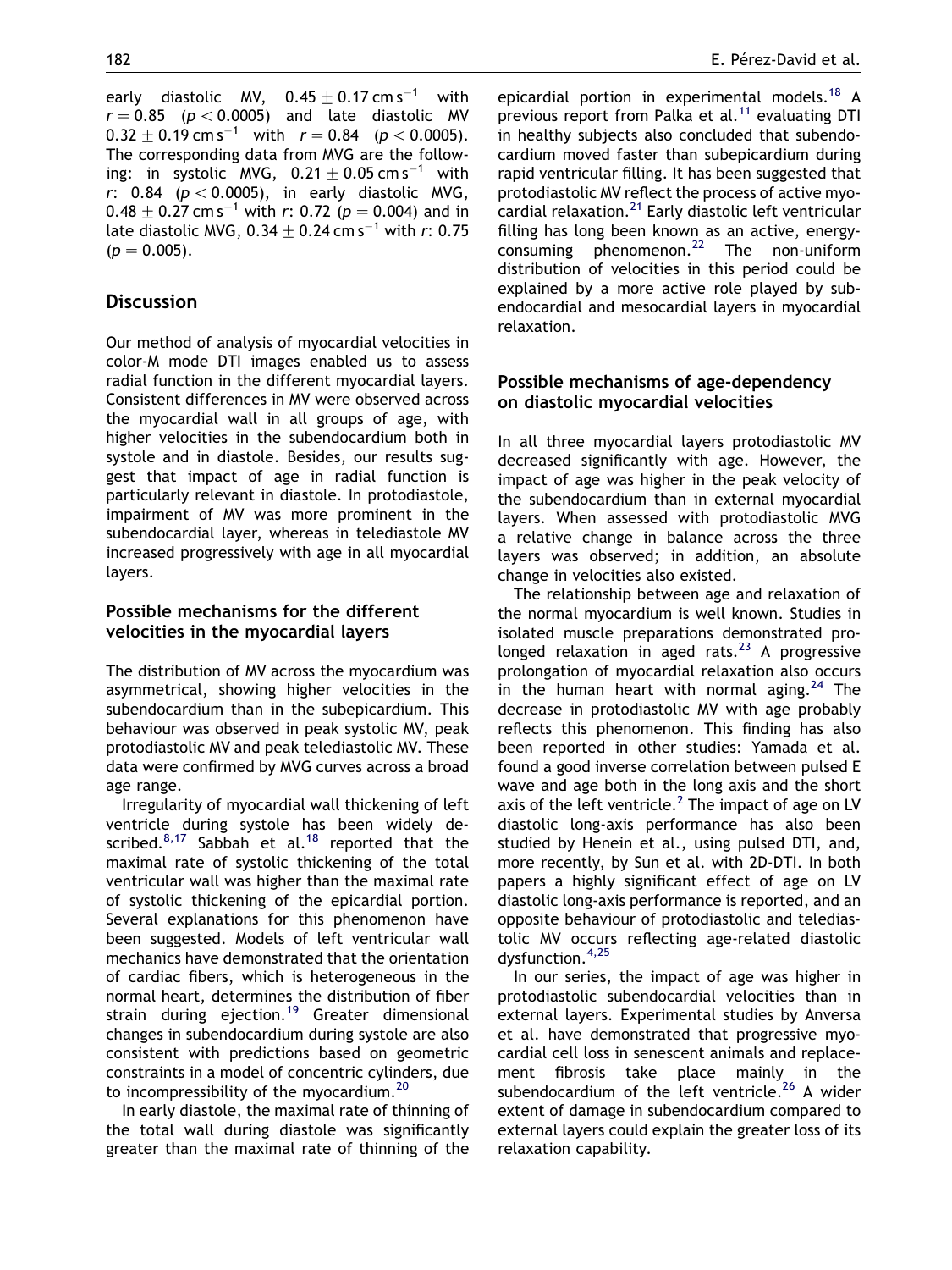early diastolic MV, $0.45 \pm 0.17\,\text{cm}\,\text{s}^{-1}$ with $r = 0.85$ ($p < 0.0005$) and late diastolic MV $0.32 \pm 0.19\,\text{cm}\,\text{s}^{-1}$ with $r = 0.84$ ($p < 0.0005$). The corresponding data from MVG are the following: in systolic MVG, $0.21 \pm 0.05\,\text{cm}\,\text{s}^{-1}$ with $r$: 0.84 ($p < 0.0005$), in early diastolic MVG, $0.48 \pm 0.27\,\text{cm}\,\text{s}^{-1}$ with $r$: 0.72 ($p = 0.004$) and in late diastolic MVG, $0.34 \pm 0.24\,\text{cm}\,\text{s}^{-1}$ with $r$: 0.75 ($p = 0.005$).

## Discussion

Our method of analysis of myocardial velocities in color-M mode DTI images enabled us to assess radial function in the different myocardial layers. Consistent differences in MV were observed across the myocardial wall in all groups of age, with higher velocities in the subendocardium both in systole and in diastole. Besides, our results suggest that impact of age in radial function is particularly relevant in diastole. In protodiastole, impairment of MV was more prominent in the subendocardial layer, whereas in telediastole MV increased progressively with age in all myocardial layers.

### Possible mechanisms for the different velocities in the myocardial layers

The distribution of MV across the myocardium was asymmetrical, showing higher velocities in the subendocardium than in the subepicardium. This behaviour was observed in peak systolic MV, peak protodiastolic MV and peak telediastolic MV. These data were confirmed by MVG curves across a broad age range.

Irregularity of myocardial wall thickening of left ventricle during systole has been widely described.[8,17] Sabbah et al.[18] reported that the maximal rate of systolic thickening of the total ventricular wall was higher than the maximal rate of systolic thickening of the epicardial portion. Several explanations for this phenomenon have been suggested. Models of left ventricular wall mechanics have demonstrated that the orientation of cardiac fibers, which is heterogeneous in the normal heart, determines the distribution of fiber strain during ejection.[19] Greater dimensional changes in subendocardium during systole are also consistent with predictions based on geometric constraints in a model of concentric cylinders, due to incompressibility of the myocardium.[20]

In early diastole, the maximal rate of thinning of the total wall during diastole was significantly greater than the maximal rate of thinning of the epicardial portion in experimental models.[18] A previous report from Palka et al.[11] evaluating DTI in healthy subjects also concluded that subendocardium moved faster than subepicardium during rapid ventricular filling. It has been suggested that protodiastolic MV reflect the process of active myocardial relaxation.[21] Early diastolic left ventricular filling has long been known as an active, energy-consuming phenomenon.[22] The non-uniform distribution of velocities in this period could be explained by a more active role played by subendocardial and mesocardial layers in myocardial relaxation.

### Possible mechanisms of age-dependency on diastolic myocardial velocities

In all three myocardial layers protodiastolic MV decreased significantly with age. However, the impact of age was higher in the peak velocity of the subendocardium than in external myocardial layers. When assessed with protodiastolic MVG a relative change in balance across the three layers was observed; in addition, an absolute change in velocities also existed.

The relationship between age and relaxation of the normal myocardium is well known. Studies in isolated muscle preparations demonstrated prolonged relaxation in aged rats.[23] A progressive prolongation of myocardial relaxation also occurs in the human heart with normal aging.[24] The decrease in protodiastolic MV with age probably reflects this phenomenon. This finding has also been reported in other studies: Yamada et al. found a good inverse correlation between pulsed E wave and age both in the long axis and the short axis of the left ventricle.[2] The impact of age on LV diastolic long-axis performance has also been studied by Henein et al., using pulsed DTI, and, more recently, by Sun et al. with 2D-DTI. In both papers a highly significant effect of age on LV diastolic long-axis performance is reported, and an opposite behaviour of protodiastolic and telediastolic MV occurs reflecting age-related diastolic dysfunction.[4,25]

In our series, the impact of age was higher in protodiastolic subendocardial velocities than in external layers. Experimental studies by Anversa et al. have demonstrated that progressive myocardial cell loss in senescent animals and replacement fibrosis take place mainly in the subendocardium of the left ventricle.[26] A wider extent of damage in subendocardium compared to external layers could explain the greater loss of its relaxation capability.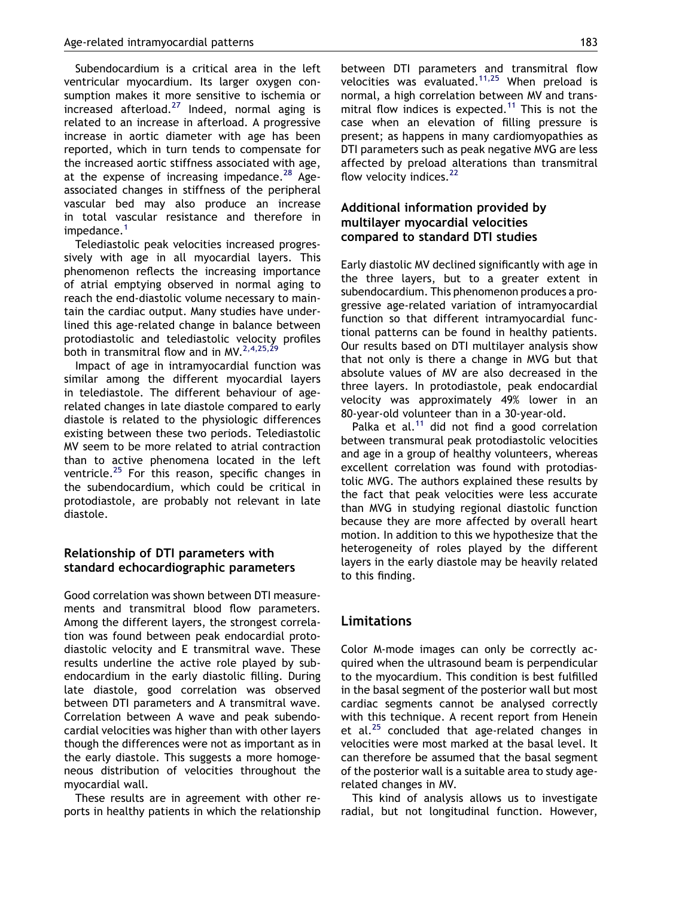Subendocardium is a critical area in the left ventricular myocardium. Its larger oxygen consumption makes it more sensitive to ischemia or increased afterload.[27] Indeed, normal aging is related to an increase in afterload. A progressive increase in aortic diameter with age has been reported, which in turn tends to compensate for the increased aortic stiffness associated with age, at the expense of increasing impedance.[28] Age-associated changes in stiffness of the peripheral vascular bed may also produce an increase in total vascular resistance and therefore in impedance.[1]

Telediastolic peak velocities increased progressively with age in all myocardial layers. This phenomenon reflects the increasing importance of atrial emptying observed in normal aging to reach the end-diastolic volume necessary to maintain the cardiac output. Many studies have underlined this age-related change in balance between protodiastolic and telediastolic velocity profiles both in transmitral flow and in MV.[2,4,25,29]

Impact of age in intramyocardial function was similar among the different myocardial layers in telediastole. The different behaviour of age-related changes in late diastole compared to early diastole is related to the physiologic differences existing between these two periods. Telediastolic MV seem to be more related to atrial contraction than to active phenomena located in the left ventricle.[25] For this reason, specific changes in the subendocardium, which could be critical in protodiastole, are probably not relevant in late diastole.

## Relationship of DTI parameters with standard echocardiographic parameters

Good correlation was shown between DTI measurements and transmitral blood flow parameters. Among the different layers, the strongest correlation was found between peak endocardial protodiastolic velocity and E transmitral wave. These results underline the active role played by subendocardium in the early diastolic filling. During late diastole, good correlation was observed between DTI parameters and A transmitral wave. Correlation between A wave and peak subendocardial velocities was higher than with other layers though the differences were not as important as in the early diastole. This suggests a more homogeneous distribution of velocities throughout the myocardial wall.

These results are in agreement with other reports in healthy patients in which the relationship between DTI parameters and transmitral flow velocities was evaluated.[11,25] When preload is normal, a high correlation between MV and transmitral flow indices is expected.[11] This is not the case when an elevation of filling pressure is present; as happens in many cardiomyopathies as DTI parameters such as peak negative MVG are less affected by preload alterations than transmitral flow velocity indices.[22]

## Additional information provided by multilayer myocardial velocities compared to standard DTI studies

Early diastolic MV declined significantly with age in the three layers, but to a greater extent in subendocardium. This phenomenon produces a progressive age-related variation of intramyocardial function so that different intramyocardial functional patterns can be found in healthy patients. Our results based on DTI multilayer analysis show that not only is there a change in MVG but that absolute values of MV are also decreased in the three layers. In protodiastole, peak endocardial velocity was approximately 49% lower in an 80-year-old volunteer than in a 30-year-old.

Palka et al.[11] did not find a good correlation between transmural peak protodiastolic velocities and age in a group of healthy volunteers, whereas excellent correlation was found with protodiastolic MVG. The authors explained these results by the fact that peak velocities were less accurate than MVG in studying regional diastolic function because they are more affected by overall heart motion. In addition to this we hypothesize that the heterogeneity of roles played by the different layers in the early diastole may be heavily related to this finding.

## Limitations

Color M-mode images can only be correctly acquired when the ultrasound beam is perpendicular to the myocardium. This condition is best fulfilled in the basal segment of the posterior wall but most cardiac segments cannot be analysed correctly with this technique. A recent report from Henein et al.[25] concluded that age-related changes in velocities were most marked at the basal level. It can therefore be assumed that the basal segment of the posterior wall is a suitable area to study age-related changes in MV.

This kind of analysis allows us to investigate radial, but not longitudinal function. However,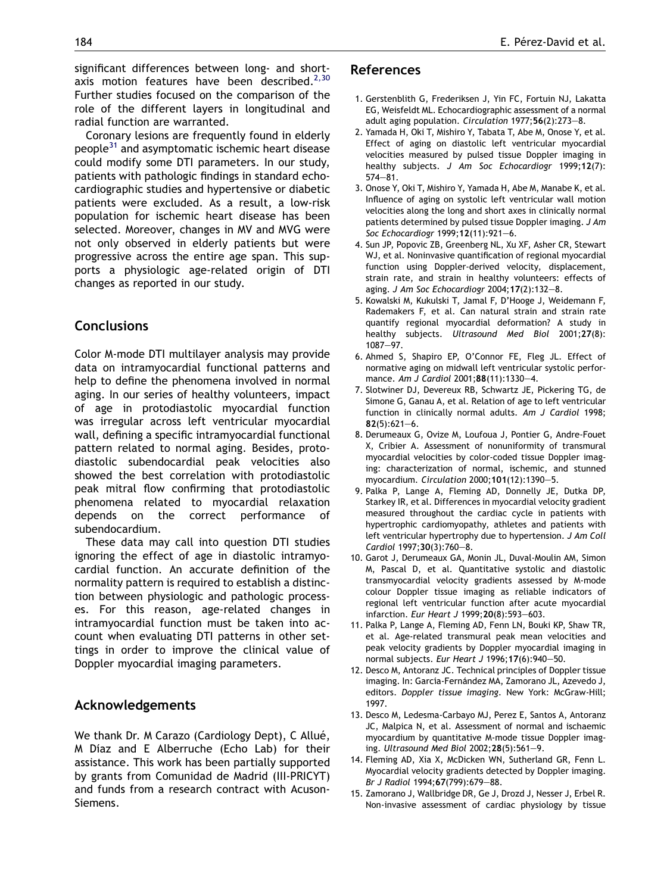significant differences between long- and short-axis motion features have been described.[2,30] Further studies focused on the comparison of the role of the different layers in longitudinal and radial function are warranted.

Coronary lesions are frequently found in elderly people[31] and asymptomatic ischemic heart disease could modify some DTI parameters. In our study, patients with pathologic findings in standard echocardiographic studies and hypertensive or diabetic patients were excluded. As a result, a low-risk population for ischemic heart disease has been selected. Moreover, changes in MV and MVG were not only observed in elderly patients but were progressive across the entire age span. This supports a physiologic age-related origin of DTI changes as reported in our study.

## Conclusions

Color M-mode DTI multilayer analysis may provide data on intramyocardial functional patterns and help to define the phenomena involved in normal aging. In our series of healthy volunteers, impact of age in protodiastolic myocardial function was irregular across left ventricular myocardial wall, defining a specific intramyocardial functional pattern related to normal aging. Besides, protodiastolic subendocardial peak velocities also showed the best correlation with protodiastolic peak mitral flow confirming that protodiastolic phenomena related to myocardial relaxation depends on the correct performance of subendocardium.

These data may call into question DTI studies ignoring the effect of age in diastolic intramyocardial function. An accurate definition of the normality pattern is required to establish a distinction between physiologic and pathologic processes. For this reason, age-related changes in intramyocardial function must be taken into account when evaluating DTI patterns in other settings in order to improve the clinical value of Doppler myocardial imaging parameters.

## Acknowledgements

We thank Dr. M Carazo (Cardiology Dept), C Allué, M Díaz and E Alberruche (Echo Lab) for their assistance. This work has been partially supported by grants from Comunidad de Madrid (III-PRICYT) and funds from a research contract with Acuson-Siemens.

## References

1. Gerstenblith G, Frederiksen J, Yin FC, Fortuin NJ, Lakatta EG, Weisfeldt ML. Echocardiographic assessment of a normal adult aging population. *Circulation* 1977;**56**(2):273–8.
2. Yamada H, Oki T, Mishiro Y, Tabata T, Abe M, Onose Y, et al. Effect of aging on diastolic left ventricular myocardial velocities measured by pulsed tissue Doppler imaging in healthy subjects. *J Am Soc Echocardiogr* 1999;**12**(7): 574–81.
3. Onose Y, Oki T, Mishiro T, Yamada H, Abe M, Manabe K, et al. Influence of aging on systolic left ventricular wall motion velocities along the long and short axes in clinically normal patients determined by pulsed tissue Doppler imaging. *J Am Soc Echocardiogr* 1999;**12**(11):921–6.
4. Sun JP, Popovic ZB, Greenberg NL, Xu XF, Asher CR, Stewart WJ, et al. Noninvasive quantification of regional myocardial function using Doppler-derived velocity, displacement, strain rate, and strain in healthy volunteers: effects of aging. *J Am Soc Echocardiogr* 2004;**17**(2):132–8.
5. Kowalski M, Kukulski T, Jamal F, D'Hooge J, Weidemann F, Rademakers F, et al. Can natural strain and strain rate quantify regional myocardial deformation? A study in healthy subjects. *Ultrasound Med Biol* 2001;**27**(8): 1087–97.
6. Ahmed S, Shapiro EP, O'Connor FE, Fleg JL. Effect of normative aging on midwall left ventricular systolic performance. *Am J Cardiol* 2001;**88**(11):1330–4.
7. Slotwiner DJ, Devereux RB, Schwartz JE, Pickering TG, de Simone G, Ganau A, et al. Relation of age to left ventricular function in clinically normal adults. *Am J Cardiol* 1998; **82**(5):621–6.
8. Derumeaux G, Ovize M, Loufoua J, Pontier G, Andre-Fouet X, Cribier A. Assessment of nonuniformity of transmural myocardial velocities by color-coded tissue Doppler imaging: characterization of normal, ischemic, and stunned myocardium. *Circulation* 2000;**101**(12):1390–5.
9. Palka P, Lange A, Fleming AD, Donnelly JE, Dutka DP, Starkey IR, et al. Differences in myocardial velocity gradient measured throughout the cardiac cycle in patients with hypertrophic cardiomyopathy, athletes and patients with left ventricular hypertrophy due to hypertension. *J Am Coll Cardiol* 1997;**30**(3):760–8.
10. Garot J, Derumeaux GA, Monin JL, Duval-Moulin AM, Simon M, Pascal D, et al. Quantitative systolic and diastolic transmyocardial velocity gradients assessed by M-mode colour Doppler tissue imaging as reliable indicators of regional left ventricular function after acute myocardial infarction. *Eur Heart J* 1999;**20**(8):593–603.
11. Palka P, Lange A, Fleming AD, Fenn LN, Bouki KP, Shaw TR, et al. Age-related transmural peak mean velocities and peak velocity gradients by Doppler myocardial imaging in normal subjects. *Eur Heart J* 1996;**17**(6):940–50.
12. Desco M, Antoranz JC. Technical principles of Doppler tissue imaging. In: García-Fernández MA, Zamorano JL, Azevedo J, editors. *Doppler tissue imaging*. New York: McGraw-Hill; 1997.
13. Desco M, Ledesma-Carbayo MJ, Perez E, Santos A, Antoranz JC, Malpica N, et al. Assessment of normal and ischaemic myocardium by quantitative M-mode tissue Doppler imaging. *Ultrasound Med Biol* 2002;**28**(5):561–9.
14. Fleming AD, Xia X, McDicken WN, Sutherland GR, Fenn L. Myocardial velocity gradients detected by Doppler imaging. *Br J Radiol* 1994;**67**(799):679–88.
15. Zamorano J, Wallbridge DR, Ge J, Drozd J, Nesser J, Erbel R. Non-invasive assessment of cardiac physiology by tissue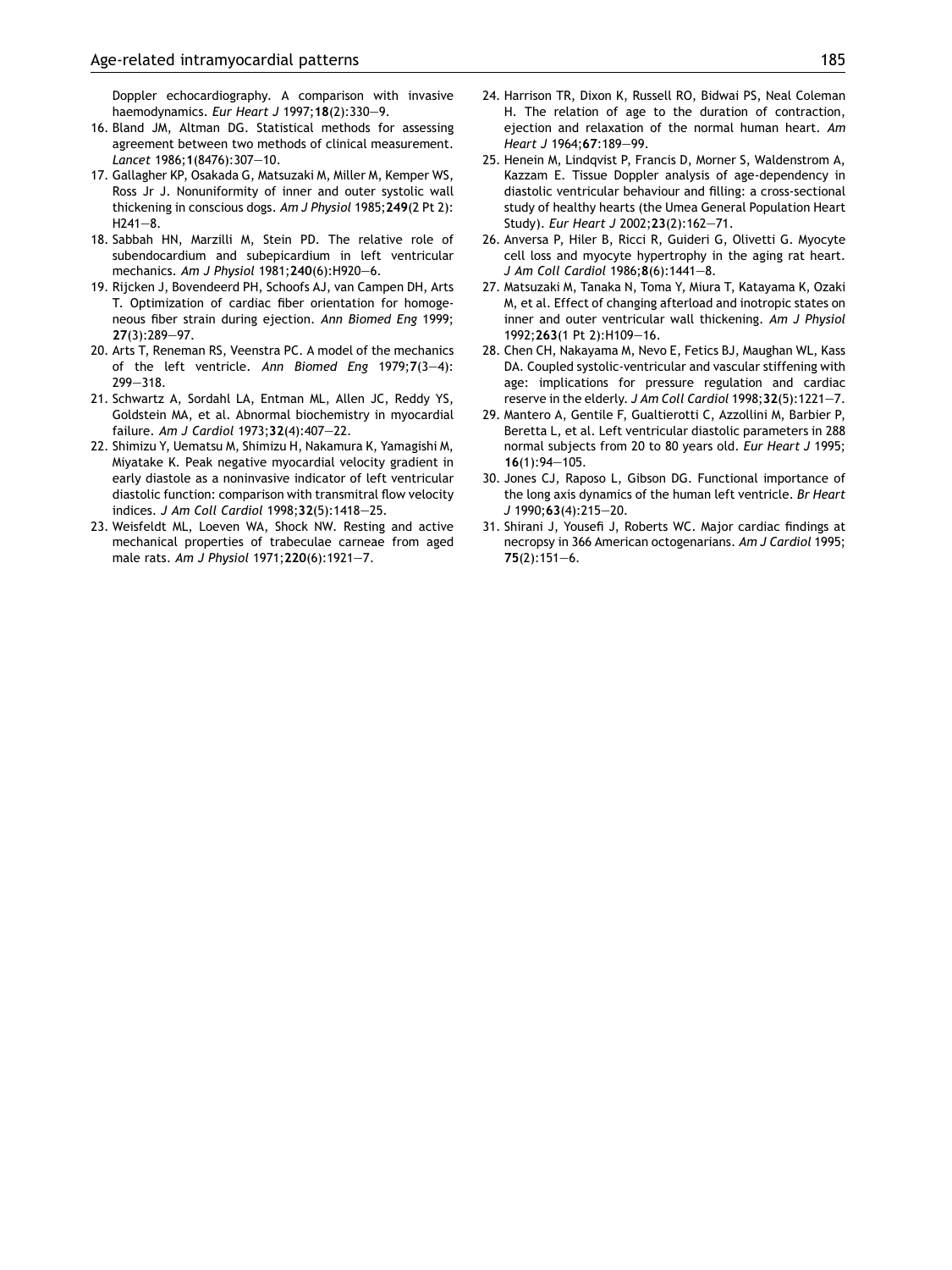Doppler echocardiography. A comparison with invasive haemodynamics. *Eur Heart J* 1997;**18**(2):330—9.

16. Bland JM, Altman DG. Statistical methods for assessing agreement between two methods of clinical measurement. *Lancet* 1986;**1**(8476):307—10.
17. Gallagher KP, Osakada G, Matsuzaki M, Miller M, Kemper WS, Ross Jr J. Nonuniformity of inner and outer systolic wall thickening in conscious dogs. *Am J Physiol* 1985;**249**(2 Pt 2): H241—8.
18. Sabbah HN, Marzilli M, Stein PD. The relative role of subendocardium and subepicardium in left ventricular mechanics. *Am J Physiol* 1981;**240**(6):H920—6.
19. Rijcken J, Bovendeerd PH, Schoofs AJ, van Campen DH, Arts T. Optimization of cardiac fiber orientation for homogeneous fiber strain during ejection. *Ann Biomed Eng* 1999; **27**(3):289—97.
20. Arts T, Reneman RS, Veenstra PC. A model of the mechanics of the left ventricle. *Ann Biomed Eng* 1979;**7**(3—4): 299—318.
21. Schwartz A, Sordahl LA, Entman ML, Allen JC, Reddy YS, Goldstein MA, et al. Abnormal biochemistry in myocardial failure. *Am J Cardiol* 1973;**32**(4):407—22.
22. Shimizu Y, Uematsu M, Shimizu H, Nakamura K, Yamagishi M, Miyatake K. Peak negative myocardial velocity gradient in early diastole as a noninvasive indicator of left ventricular diastolic function: comparison with transmitral flow velocity indices. *J Am Coll Cardiol* 1998;**32**(5):1418—25.
23. Weisfeldt ML, Loeven WA, Shock NW. Resting and active mechanical properties of trabeculae carneae from aged male rats. *Am J Physiol* 1971;**220**(6):1921—7.
24. Harrison TR, Dixon K, Russell RO, Bidwai PS, Neal Coleman H. The relation of age to the duration of contraction, ejection and relaxation of the normal human heart. *Am Heart J* 1964;**67**:189—99.
25. Henein M, Lindqvist P, Francis D, Morner S, Waldenstrom A, Kazzam E. Tissue Doppler analysis of age-dependency in diastolic ventricular behaviour and filling: a cross-sectional study of healthy hearts (the Umea General Population Heart Study). *Eur Heart J* 2002;**23**(2):162—71.
26. Anversa P, Hiler B, Ricci R, Guideri G, Olivetti G. Myocyte cell loss and myocyte hypertrophy in the aging rat heart. *J Am Coll Cardiol* 1986;**8**(6):1441—8.
27. Matsuzaki M, Tanaka N, Toma Y, Miura T, Katayama K, Ozaki M, et al. Effect of changing afterload and inotropic states on inner and outer ventricular wall thickening. *Am J Physiol* 1992;**263**(1 Pt 2):H109—16.
28. Chen CH, Nakayama M, Nevo E, Fetics BJ, Maughan WL, Kass DA. Coupled systolic-ventricular and vascular stiffening with age: implications for pressure regulation and cardiac reserve in the elderly. *J Am Coll Cardiol* 1998;**32**(5):1221—7.
29. Mantero A, Gentile F, Gualtierotti C, Azzollini M, Barbier P, Beretta L, et al. Left ventricular diastolic parameters in 288 normal subjects from 20 to 80 years old. *Eur Heart J* 1995; **16**(1):94—105.
30. Jones CJ, Raposo L, Gibson DG. Functional importance of the long axis dynamics of the human left ventricle. *Br Heart J* 1990;**63**(4):215—20.
31. Shirani J, Yousefi J, Roberts WC. Major cardiac findings at necropsy in 366 American octogenarians. *Am J Cardiol* 1995; **75**(2):151—6.